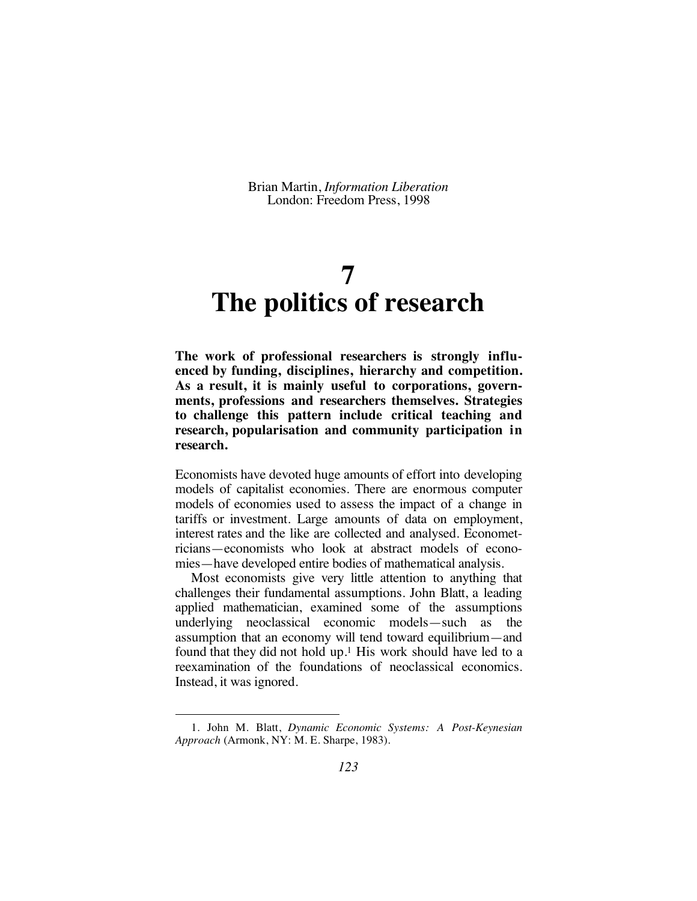Brian Martin, *Information Liberation*
London: Freedom Press, 1998

# 7
# The politics of research

**The work of professional researchers is strongly influenced by funding, disciplines, hierarchy and competition. As a result, it is mainly useful to corporations, governments, professions and researchers themselves. Strategies to challenge this pattern include critical teaching and research, popularisation and community participation in research.**

Economists have devoted huge amounts of effort into developing models of capitalist economies. There are enormous computer models of economies used to assess the impact of a change in tariffs or investment. Large amounts of data on employment, interest rates and the like are collected and analysed. Econometricians—economists who look at abstract models of economies—have developed entire bodies of mathematical analysis.

Most economists give very little attention to anything that challenges their fundamental assumptions. John Blatt, a leading applied mathematician, examined some of the assumptions underlying neoclassical economic models—such as the assumption that an economy will tend toward equilibrium—and found that they did not hold up.[1] His work should have led to a reexamination of the foundations of neoclassical economics. Instead, it was ignored.

1. John M. Blatt, *Dynamic Economic Systems: A Post-Keynesian Approach* (Armonk, NY: M. E. Sharpe, 1983).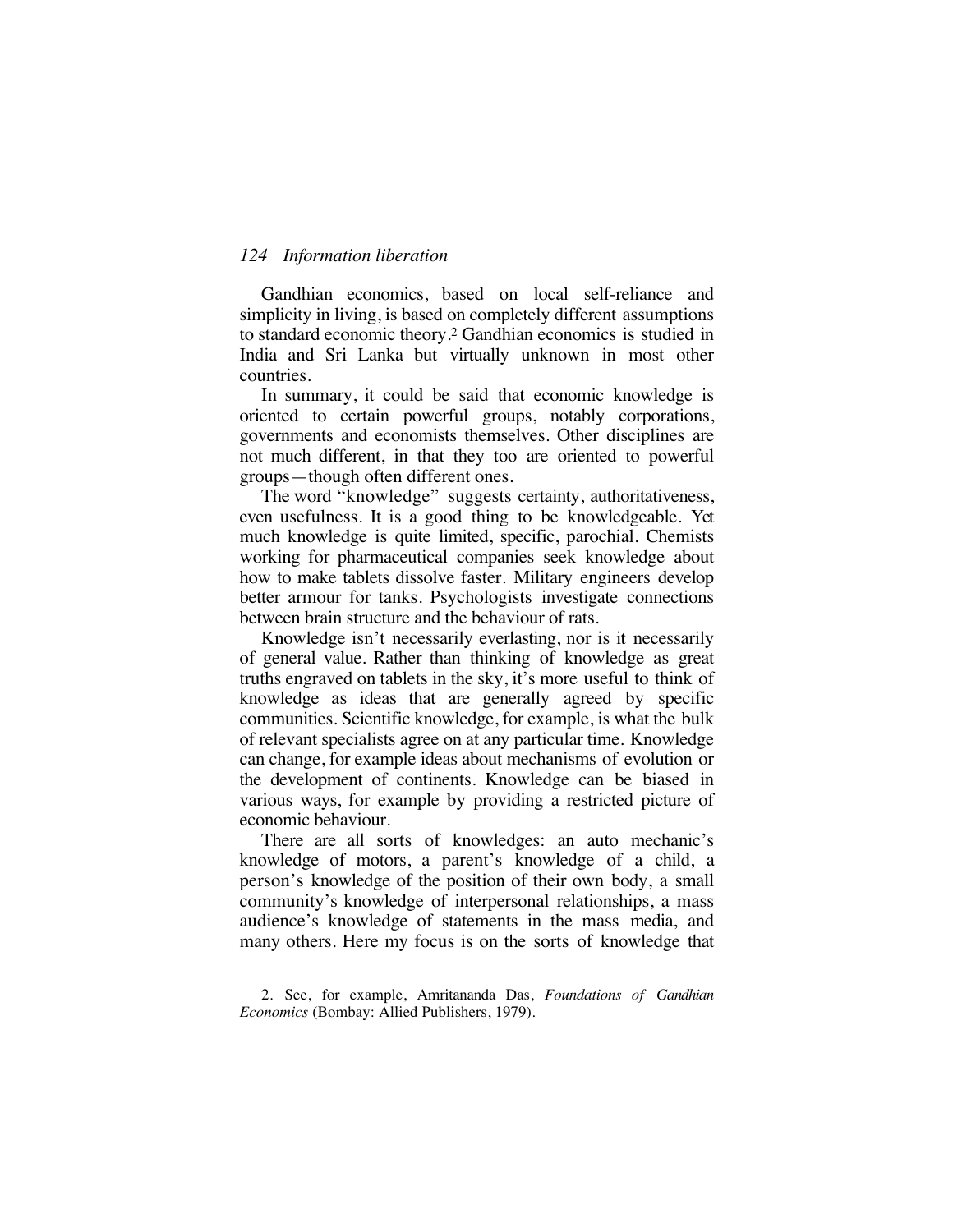Gandhian economics, based on local self-reliance and simplicity in living, is based on completely different assumptions to standard economic theory.[2] Gandhian economics is studied in India and Sri Lanka but virtually unknown in most other countries.

In summary, it could be said that economic knowledge is oriented to certain powerful groups, notably corporations, governments and economists themselves. Other disciplines are not much different, in that they too are oriented to powerful groups—though often different ones.

The word "knowledge" suggests certainty, authoritativeness, even usefulness. It is a good thing to be knowledgeable. Yet much knowledge is quite limited, specific, parochial. Chemists working for pharmaceutical companies seek knowledge about how to make tablets dissolve faster. Military engineers develop better armour for tanks. Psychologists investigate connections between brain structure and the behaviour of rats.

Knowledge isn't necessarily everlasting, nor is it necessarily of general value. Rather than thinking of knowledge as great truths engraved on tablets in the sky, it's more useful to think of knowledge as ideas that are generally agreed by specific communities. Scientific knowledge, for example, is what the bulk of relevant specialists agree on at any particular time. Knowledge can change, for example ideas about mechanisms of evolution or the development of continents. Knowledge can be biased in various ways, for example by providing a restricted picture of economic behaviour.

There are all sorts of knowledges: an auto mechanic's knowledge of motors, a parent's knowledge of a child, a person's knowledge of the position of their own body, a small community's knowledge of interpersonal relationships, a mass audience's knowledge of statements in the mass media, and many others. Here my focus is on the sorts of knowledge that

---

2. See, for example, Amritananda Das, *Foundations of Gandhian Economics* (Bombay: Allied Publishers, 1979).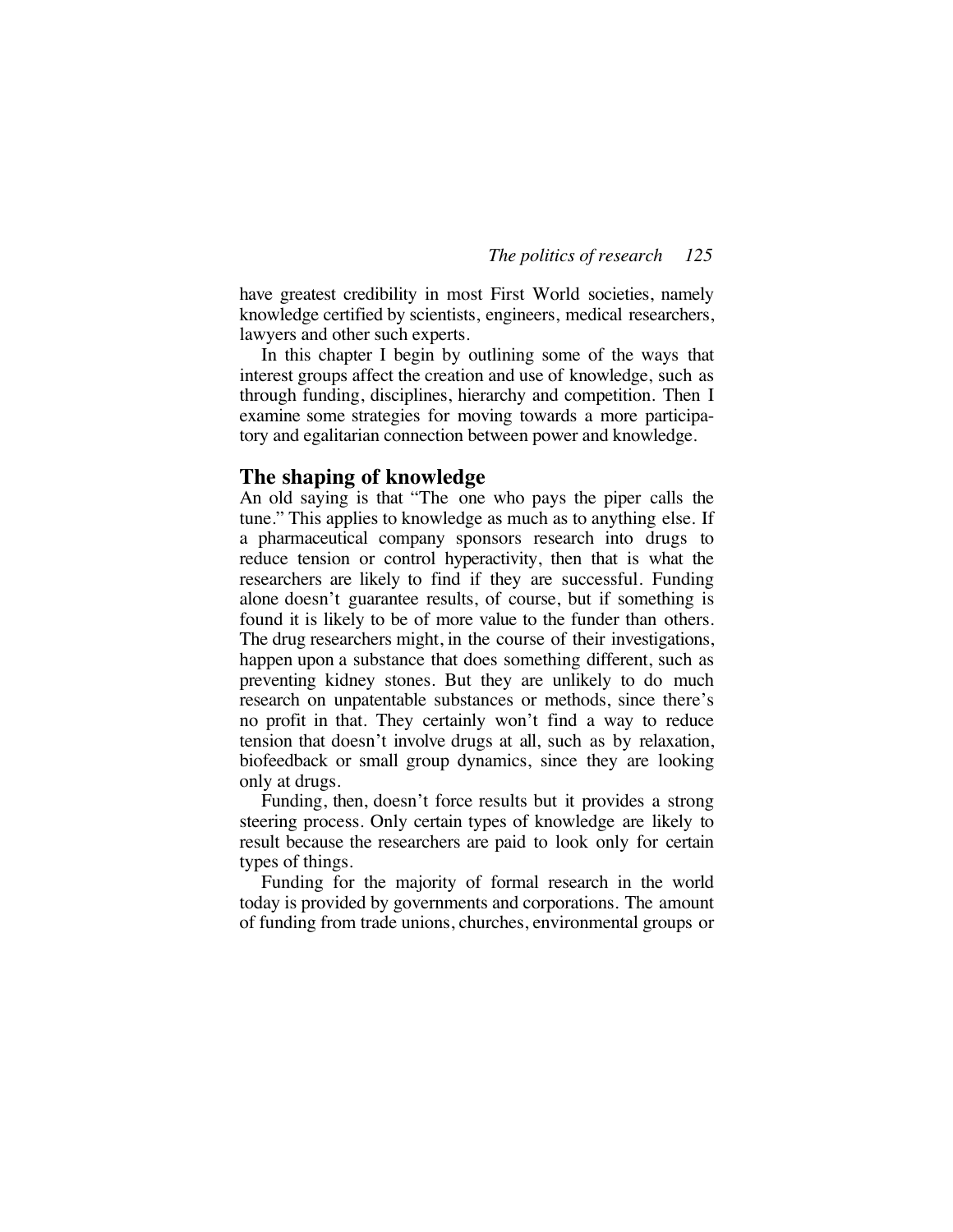have greatest credibility in most First World societies, namely knowledge certified by scientists, engineers, medical researchers, lawyers and other such experts.

In this chapter I begin by outlining some of the ways that interest groups affect the creation and use of knowledge, such as through funding, disciplines, hierarchy and competition. Then I examine some strategies for moving towards a more participatory and egalitarian connection between power and knowledge.

## The shaping of knowledge

An old saying is that "The one who pays the piper calls the tune." This applies to knowledge as much as to anything else. If a pharmaceutical company sponsors research into drugs to reduce tension or control hyperactivity, then that is what the researchers are likely to find if they are successful. Funding alone doesn't guarantee results, of course, but if something is found it is likely to be of more value to the funder than others. The drug researchers might, in the course of their investigations, happen upon a substance that does something different, such as preventing kidney stones. But they are unlikely to do much research on unpatentable substances or methods, since there's no profit in that. They certainly won't find a way to reduce tension that doesn't involve drugs at all, such as by relaxation, biofeedback or small group dynamics, since they are looking only at drugs.

Funding, then, doesn't force results but it provides a strong steering process. Only certain types of knowledge are likely to result because the researchers are paid to look only for certain types of things.

Funding for the majority of formal research in the world today is provided by governments and corporations. The amount of funding from trade unions, churches, environmental groups or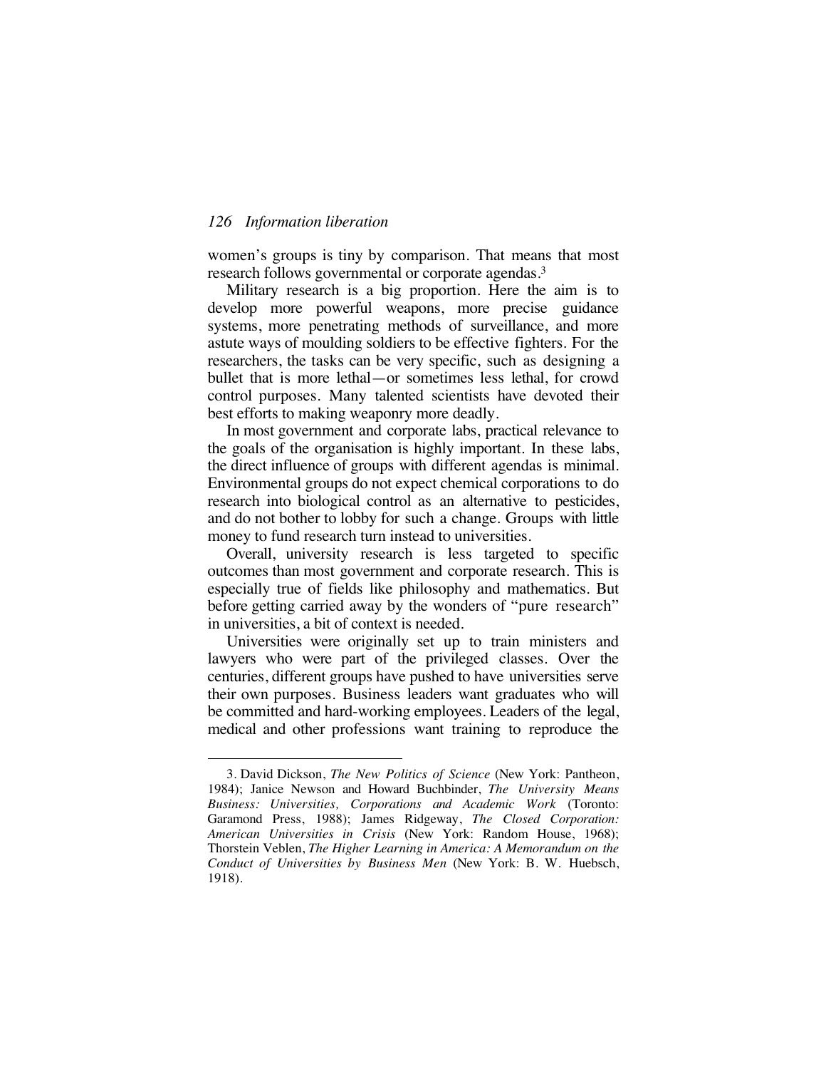women's groups is tiny by comparison. That means that most research follows governmental or corporate agendas.[3]

Military research is a big proportion. Here the aim is to develop more powerful weapons, more precise guidance systems, more penetrating methods of surveillance, and more astute ways of moulding soldiers to be effective fighters. For the researchers, the tasks can be very specific, such as designing a bullet that is more lethal—or sometimes less lethal, for crowd control purposes. Many talented scientists have devoted their best efforts to making weaponry more deadly.

In most government and corporate labs, practical relevance to the goals of the organisation is highly important. In these labs, the direct influence of groups with different agendas is minimal. Environmental groups do not expect chemical corporations to do research into biological control as an alternative to pesticides, and do not bother to lobby for such a change. Groups with little money to fund research turn instead to universities.

Overall, university research is less targeted to specific outcomes than most government and corporate research. This is especially true of fields like philosophy and mathematics. But before getting carried away by the wonders of "pure research" in universities, a bit of context is needed.

Universities were originally set up to train ministers and lawyers who were part of the privileged classes. Over the centuries, different groups have pushed to have universities serve their own purposes. Business leaders want graduates who will be committed and hard-working employees. Leaders of the legal, medical and other professions want training to reproduce the

---

3. David Dickson, *The New Politics of Science* (New York: Pantheon, 1984); Janice Newson and Howard Buchbinder, *The University Means Business: Universities, Corporations and Academic Work* (Toronto: Garamond Press, 1988); James Ridgeway, *The Closed Corporation: American Universities in Crisis* (New York: Random House, 1968); Thorstein Veblen, *The Higher Learning in America: A Memorandum on the Conduct of Universities by Business Men* (New York: B. W. Huebsch, 1918).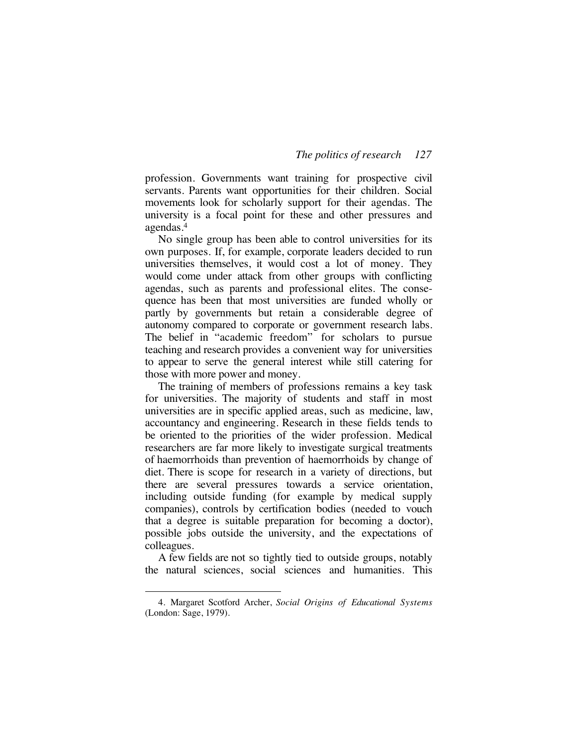profession. Governments want training for prospective civil servants. Parents want opportunities for their children. Social movements look for scholarly support for their agendas. The university is a focal point for these and other pressures and agendas.[4]

No single group has been able to control universities for its own purposes. If, for example, corporate leaders decided to run universities themselves, it would cost a lot of money. They would come under attack from other groups with conflicting agendas, such as parents and professional elites. The consequence has been that most universities are funded wholly or partly by governments but retain a considerable degree of autonomy compared to corporate or government research labs. The belief in "academic freedom" for scholars to pursue teaching and research provides a convenient way for universities to appear to serve the general interest while still catering for those with more power and money.

The training of members of professions remains a key task for universities. The majority of students and staff in most universities are in specific applied areas, such as medicine, law, accountancy and engineering. Research in these fields tends to be oriented to the priorities of the wider profession. Medical researchers are far more likely to investigate surgical treatments of haemorrhoids than prevention of haemorrhoids by change of diet. There is scope for research in a variety of directions, but there are several pressures towards a service orientation, including outside funding (for example by medical supply companies), controls by certification bodies (needed to vouch that a degree is suitable preparation for becoming a doctor), possible jobs outside the university, and the expectations of colleagues.

A few fields are not so tightly tied to outside groups, notably the natural sciences, social sciences and humanities. This

4. Margaret Scotford Archer, *Social Origins of Educational Systems* (London: Sage, 1979).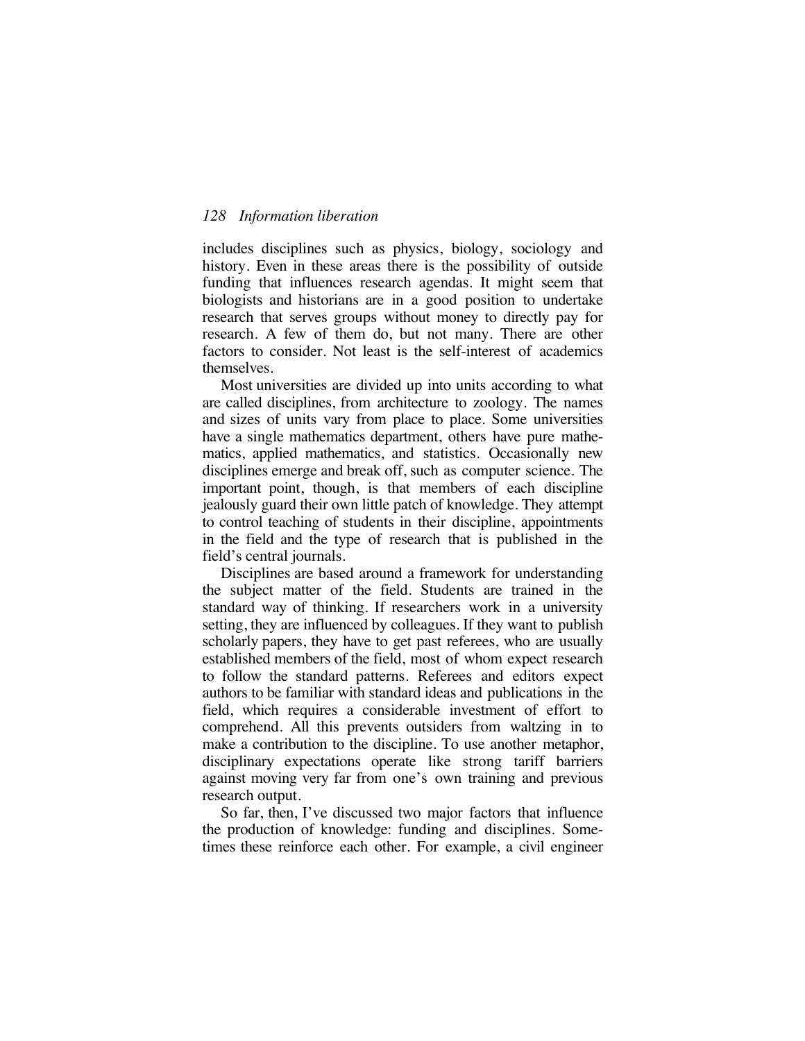includes disciplines such as physics, biology, sociology and history. Even in these areas there is the possibility of outside funding that influences research agendas. It might seem that biologists and historians are in a good position to undertake research that serves groups without money to directly pay for research. A few of them do, but not many. There are other factors to consider. Not least is the self-interest of academics themselves.

Most universities are divided up into units according to what are called disciplines, from architecture to zoology. The names and sizes of units vary from place to place. Some universities have a single mathematics department, others have pure mathematics, applied mathematics, and statistics. Occasionally new disciplines emerge and break off, such as computer science. The important point, though, is that members of each discipline jealously guard their own little patch of knowledge. They attempt to control teaching of students in their discipline, appointments in the field and the type of research that is published in the field's central journals.

Disciplines are based around a framework for understanding the subject matter of the field. Students are trained in the standard way of thinking. If researchers work in a university setting, they are influenced by colleagues. If they want to publish scholarly papers, they have to get past referees, who are usually established members of the field, most of whom expect research to follow the standard patterns. Referees and editors expect authors to be familiar with standard ideas and publications in the field, which requires a considerable investment of effort to comprehend. All this prevents outsiders from waltzing in to make a contribution to the discipline. To use another metaphor, disciplinary expectations operate like strong tariff barriers against moving very far from one's own training and previous research output.

So far, then, I've discussed two major factors that influence the production of knowledge: funding and disciplines. Sometimes these reinforce each other. For example, a civil engineer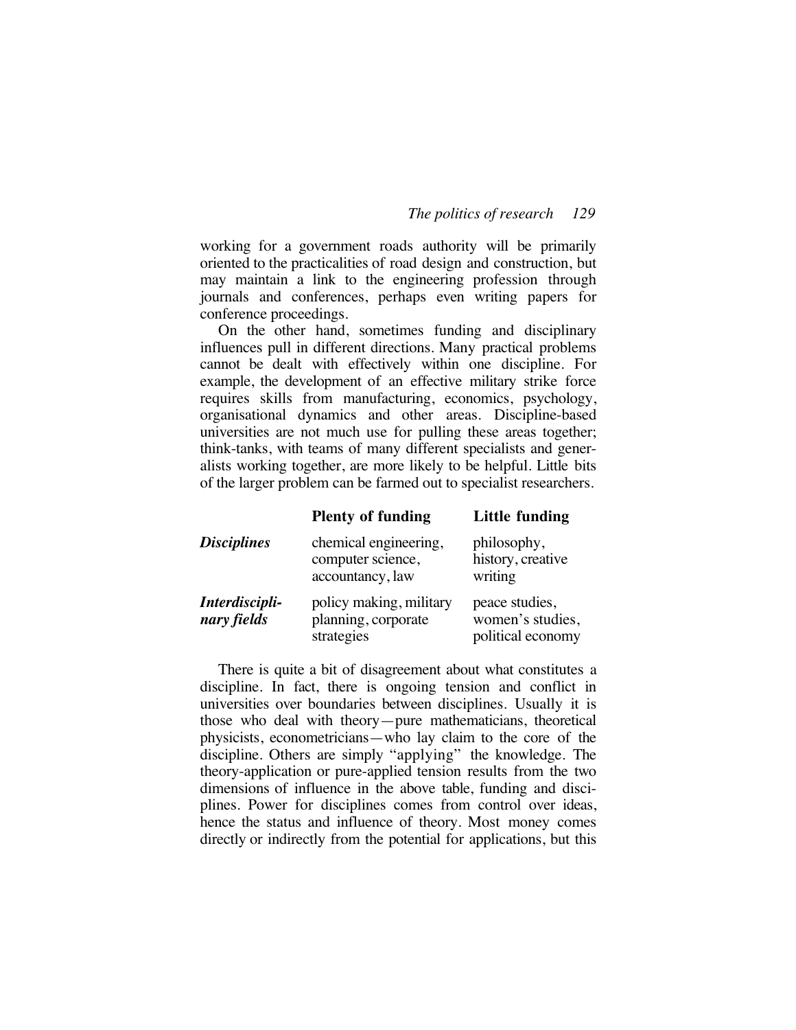working for a government roads authority will be primarily oriented to the practicalities of road design and construction, but may maintain a link to the engineering profession through journals and conferences, perhaps even writing papers for conference proceedings.

On the other hand, sometimes funding and disciplinary influences pull in different directions. Many practical problems cannot be dealt with effectively within one discipline. For example, the development of an effective military strike force requires skills from manufacturing, economics, psychology, organisational dynamics and other areas. Discipline-based universities are not much use for pulling these areas together; think-tanks, with teams of many different specialists and generalists working together, are more likely to be helpful. Little bits of the larger problem can be farmed out to specialist researchers.

| | **Plenty of funding** | **Little funding** |
|---|---|---|
| ***Disciplines*** | chemical engineering, computer science, accountancy, law | philosophy, history, creative writing |
| ***Interdisciplinary fields*** | policy making, military planning, corporate strategies | peace studies, women's studies, political economy |

There is quite a bit of disagreement about what constitutes a discipline. In fact, there is ongoing tension and conflict in universities over boundaries between disciplines. Usually it is those who deal with theory—pure mathematicians, theoretical physicists, econometricians—who lay claim to the core of the discipline. Others are simply "applying" the knowledge. The theory-application or pure-applied tension results from the two dimensions of influence in the above table, funding and disciplines. Power for disciplines comes from control over ideas, hence the status and influence of theory. Most money comes directly or indirectly from the potential for applications, but this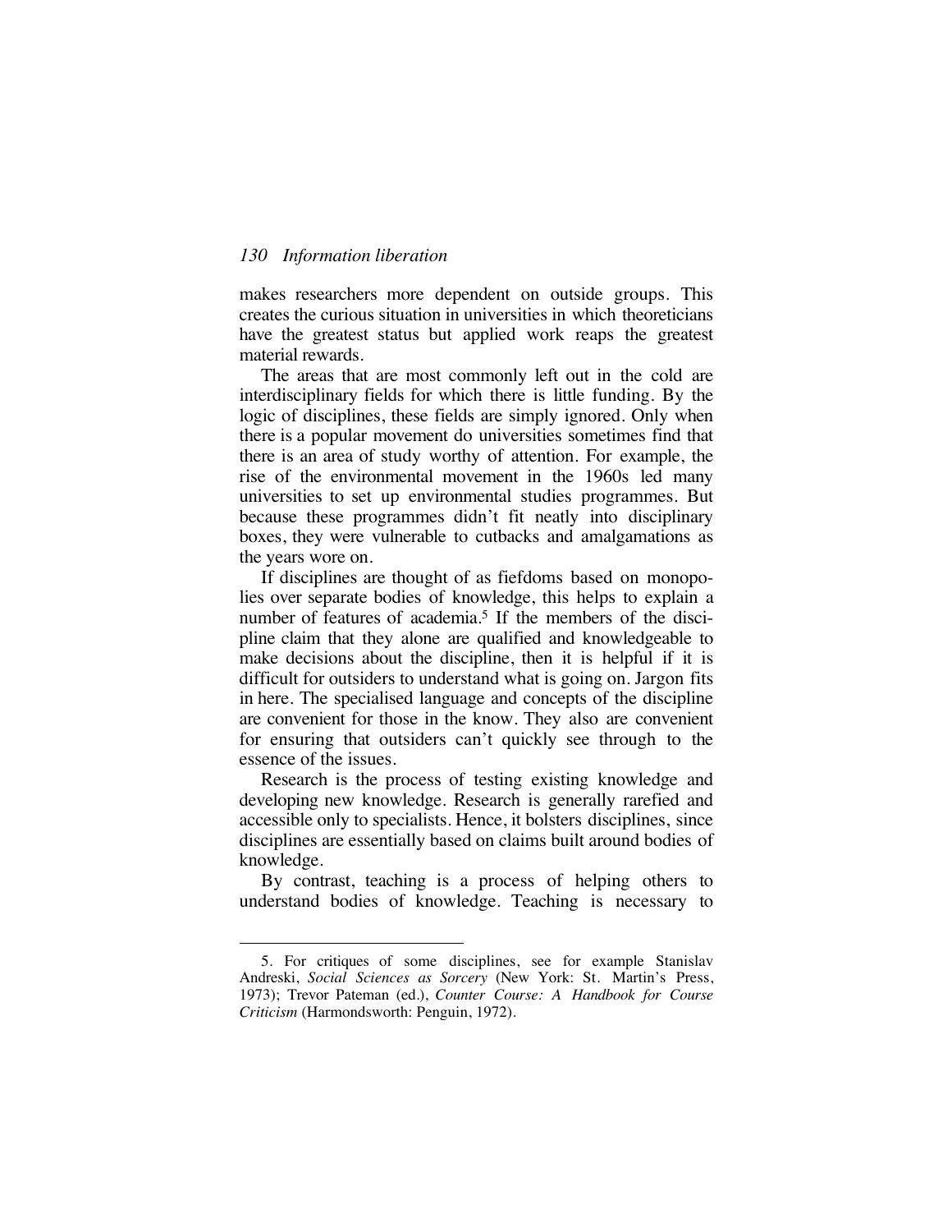makes researchers more dependent on outside groups. This creates the curious situation in universities in which theoreticians have the greatest status but applied work reaps the greatest material rewards.

The areas that are most commonly left out in the cold are interdisciplinary fields for which there is little funding. By the logic of disciplines, these fields are simply ignored. Only when there is a popular movement do universities sometimes find that there is an area of study worthy of attention. For example, the rise of the environmental movement in the 1960s led many universities to set up environmental studies programmes. But because these programmes didn't fit neatly into disciplinary boxes, they were vulnerable to cutbacks and amalgamations as the years wore on.

If disciplines are thought of as fiefdoms based on monopolies over separate bodies of knowledge, this helps to explain a number of features of academia.[5] If the members of the discipline claim that they alone are qualified and knowledgeable to make decisions about the discipline, then it is helpful if it is difficult for outsiders to understand what is going on. Jargon fits in here. The specialised language and concepts of the discipline are convenient for those in the know. They also are convenient for ensuring that outsiders can't quickly see through to the essence of the issues.

Research is the process of testing existing knowledge and developing new knowledge. Research is generally rarefied and accessible only to specialists. Hence, it bolsters disciplines, since disciplines are essentially based on claims built around bodies of knowledge.

By contrast, teaching is a process of helping others to understand bodies of knowledge. Teaching is necessary to

---

5. For critiques of some disciplines, see for example Stanislav Andreski, *Social Sciences as Sorcery* (New York: St. Martin's Press, 1973); Trevor Pateman (ed.), *Counter Course: A Handbook for Course Criticism* (Harmondsworth: Penguin, 1972).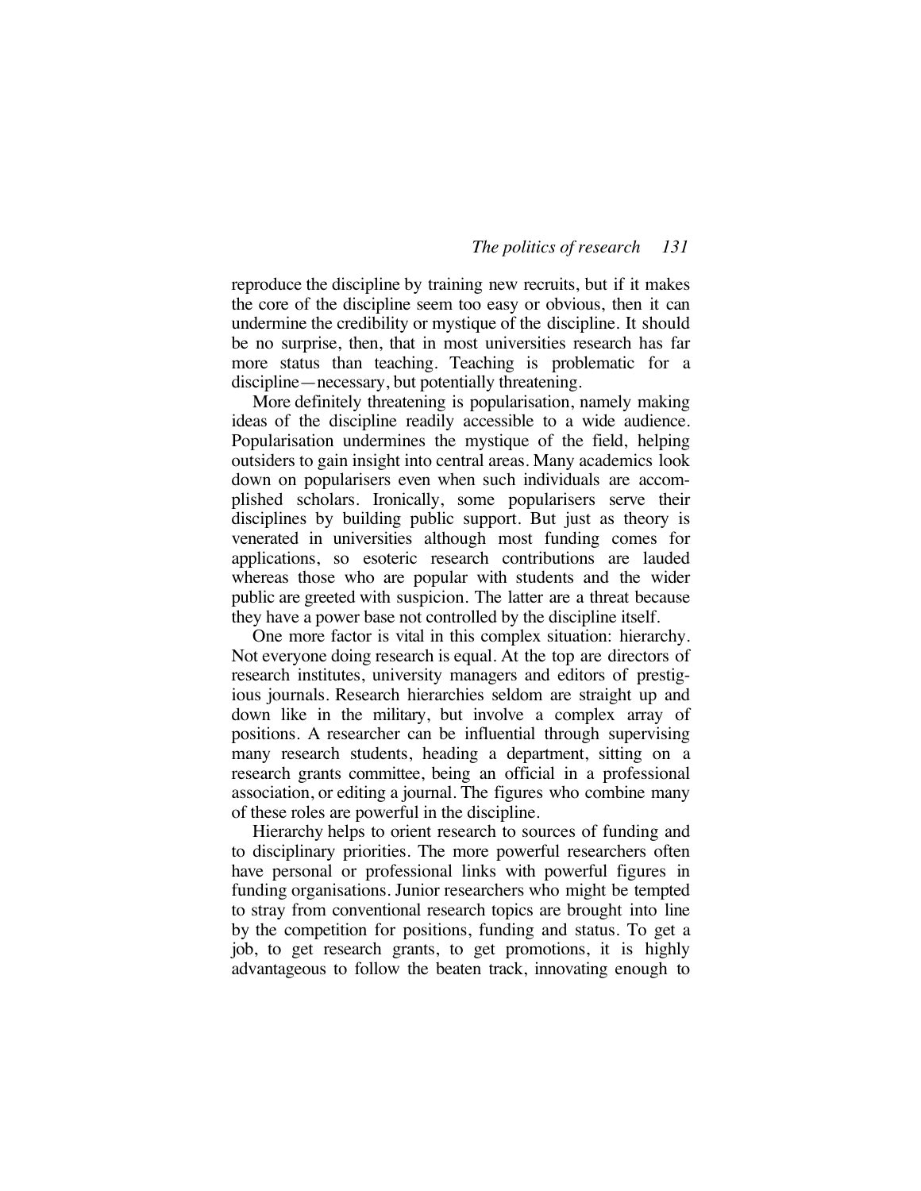reproduce the discipline by training new recruits, but if it makes the core of the discipline seem too easy or obvious, then it can undermine the credibility or mystique of the discipline. It should be no surprise, then, that in most universities research has far more status than teaching. Teaching is problematic for a discipline—necessary, but potentially threatening.

More definitely threatening is popularisation, namely making ideas of the discipline readily accessible to a wide audience. Popularisation undermines the mystique of the field, helping outsiders to gain insight into central areas. Many academics look down on popularisers even when such individuals are accomplished scholars. Ironically, some popularisers serve their disciplines by building public support. But just as theory is venerated in universities although most funding comes for applications, so esoteric research contributions are lauded whereas those who are popular with students and the wider public are greeted with suspicion. The latter are a threat because they have a power base not controlled by the discipline itself.

One more factor is vital in this complex situation: hierarchy. Not everyone doing research is equal. At the top are directors of research institutes, university managers and editors of prestigious journals. Research hierarchies seldom are straight up and down like in the military, but involve a complex array of positions. A researcher can be influential through supervising many research students, heading a department, sitting on a research grants committee, being an official in a professional association, or editing a journal. The figures who combine many of these roles are powerful in the discipline.

Hierarchy helps to orient research to sources of funding and to disciplinary priorities. The more powerful researchers often have personal or professional links with powerful figures in funding organisations. Junior researchers who might be tempted to stray from conventional research topics are brought into line by the competition for positions, funding and status. To get a job, to get research grants, to get promotions, it is highly advantageous to follow the beaten track, innovating enough to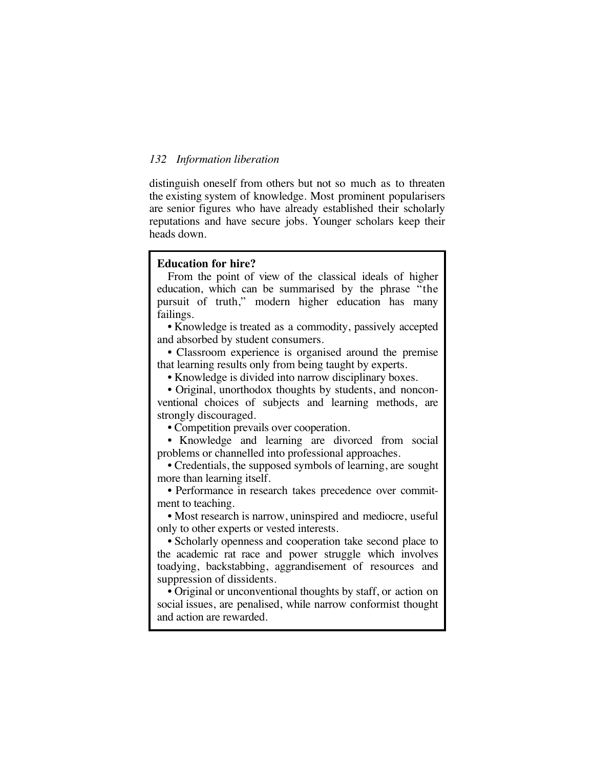distinguish oneself from others but not so much as to threaten the existing system of knowledge. Most prominent popularisers are senior figures who have already established their scholarly reputations and have secure jobs. Younger scholars keep their heads down.

**Education for hire?**

From the point of view of the classical ideals of higher education, which can be summarised by the phrase "the pursuit of truth," modern higher education has many failings.

- Knowledge is treated as a commodity, passively accepted and absorbed by student consumers.
- Classroom experience is organised around the premise that learning results only from being taught by experts.
- Knowledge is divided into narrow disciplinary boxes.
- Original, unorthodox thoughts by students, and nonconventional choices of subjects and learning methods, are strongly discouraged.
- Competition prevails over cooperation.
- Knowledge and learning are divorced from social problems or channelled into professional approaches.
- Credentials, the supposed symbols of learning, are sought more than learning itself.
- Performance in research takes precedence over commitment to teaching.
- Most research is narrow, uninspired and mediocre, useful only to other experts or vested interests.
- Scholarly openness and cooperation take second place to the academic rat race and power struggle which involves toadying, backstabbing, aggrandisement of resources and suppression of dissidents.
- Original or unconventional thoughts by staff, or action on social issues, are penalised, while narrow conformist thought and action are rewarded.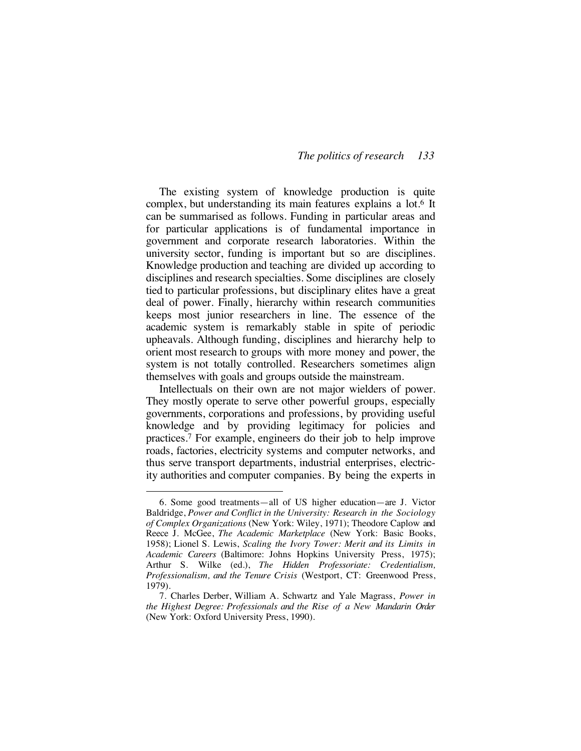The existing system of knowledge production is quite complex, but understanding its main features explains a lot.[6] It can be summarised as follows. Funding in particular areas and for particular applications is of fundamental importance in government and corporate research laboratories. Within the university sector, funding is important but so are disciplines. Knowledge production and teaching are divided up according to disciplines and research specialties. Some disciplines are closely tied to particular professions, but disciplinary elites have a great deal of power. Finally, hierarchy within research communities keeps most junior researchers in line. The essence of the academic system is remarkably stable in spite of periodic upheavals. Although funding, disciplines and hierarchy help to orient most research to groups with more money and power, the system is not totally controlled. Researchers sometimes align themselves with goals and groups outside the mainstream.

Intellectuals on their own are not major wielders of power. They mostly operate to serve other powerful groups, especially governments, corporations and professions, by providing useful knowledge and by providing legitimacy for policies and practices.[7] For example, engineers do their job to help improve roads, factories, electricity systems and computer networks, and thus serve transport departments, industrial enterprises, electricity authorities and computer companies. By being the experts in

---

6. Some good treatments—all of US higher education—are J. Victor Baldridge, *Power and Conflict in the University: Research in the Sociology of Complex Organizations* (New York: Wiley, 1971); Theodore Caplow and Reece J. McGee, *The Academic Marketplace* (New York: Basic Books, 1958); Lionel S. Lewis, *Scaling the Ivory Tower: Merit and its Limits in Academic Careers* (Baltimore: Johns Hopkins University Press, 1975); Arthur S. Wilke (ed.), *The Hidden Professoriate: Credentialism, Professionalism, and the Tenure Crisis* (Westport, CT: Greenwood Press, 1979).

7. Charles Derber, William A. Schwartz and Yale Magrass, *Power in the Highest Degree: Professionals and the Rise of a New Mandarin Order* (New York: Oxford University Press, 1990).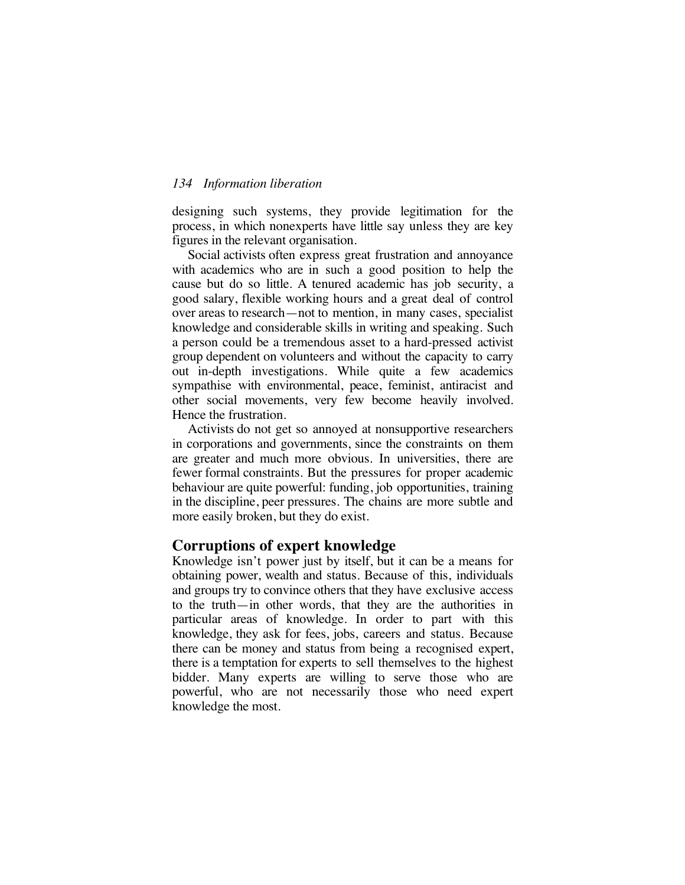designing such systems, they provide legitimation for the process, in which nonexperts have little say unless they are key figures in the relevant organisation.

Social activists often express great frustration and annoyance with academics who are in such a good position to help the cause but do so little. A tenured academic has job security, a good salary, flexible working hours and a great deal of control over areas to research—not to mention, in many cases, specialist knowledge and considerable skills in writing and speaking. Such a person could be a tremendous asset to a hard-pressed activist group dependent on volunteers and without the capacity to carry out in-depth investigations. While quite a few academics sympathise with environmental, peace, feminist, antiracist and other social movements, very few become heavily involved. Hence the frustration.

Activists do not get so annoyed at nonsupportive researchers in corporations and governments, since the constraints on them are greater and much more obvious. In universities, there are fewer formal constraints. But the pressures for proper academic behaviour are quite powerful: funding, job opportunities, training in the discipline, peer pressures. The chains are more subtle and more easily broken, but they do exist.

## Corruptions of expert knowledge

Knowledge isn't power just by itself, but it can be a means for obtaining power, wealth and status. Because of this, individuals and groups try to convince others that they have exclusive access to the truth—in other words, that they are the authorities in particular areas of knowledge. In order to part with this knowledge, they ask for fees, jobs, careers and status. Because there can be money and status from being a recognised expert, there is a temptation for experts to sell themselves to the highest bidder. Many experts are willing to serve those who are powerful, who are not necessarily those who need expert knowledge the most.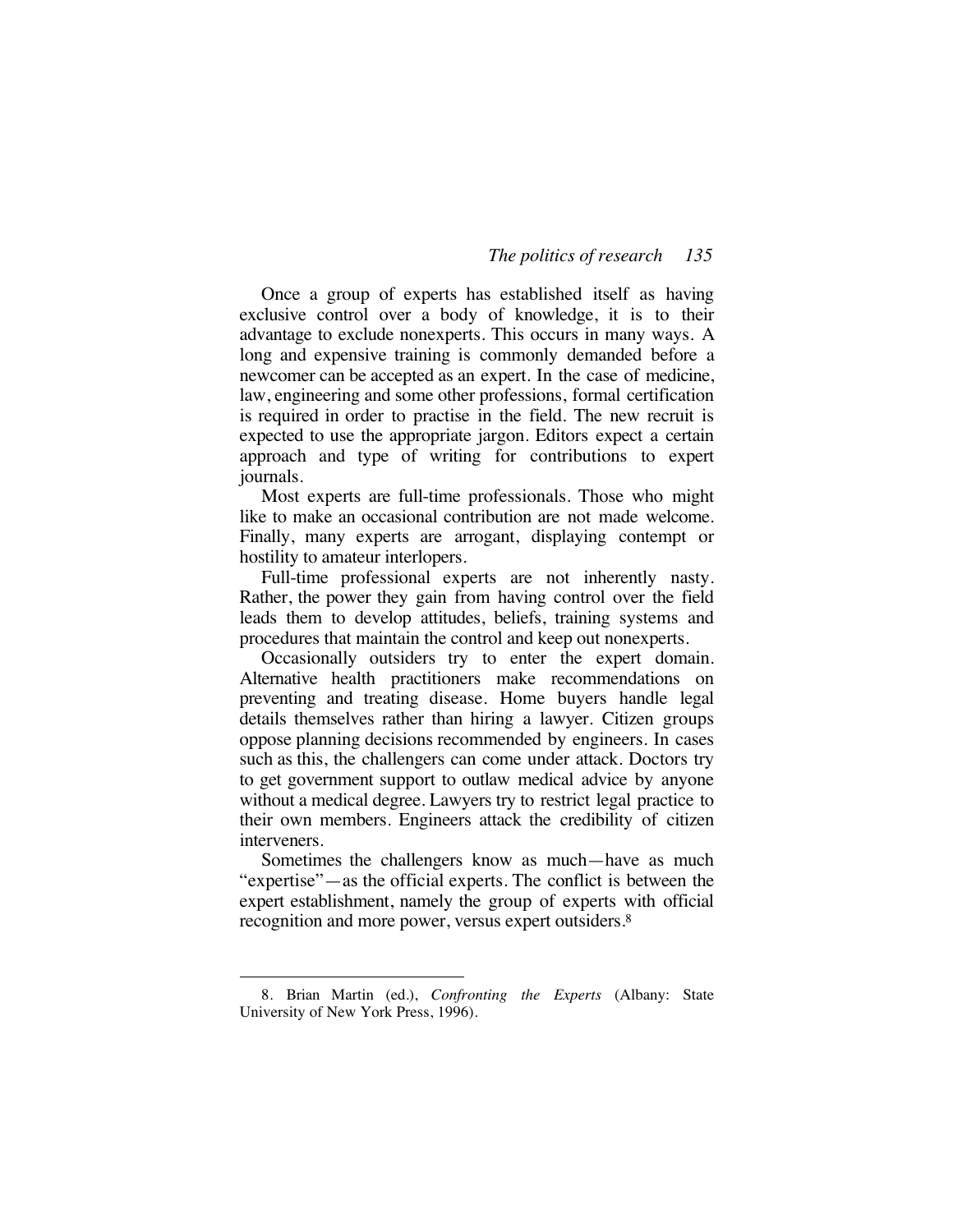Once a group of experts has established itself as having exclusive control over a body of knowledge, it is to their advantage to exclude nonexperts. This occurs in many ways. A long and expensive training is commonly demanded before a newcomer can be accepted as an expert. In the case of medicine, law, engineering and some other professions, formal certification is required in order to practise in the field. The new recruit is expected to use the appropriate jargon. Editors expect a certain approach and type of writing for contributions to expert journals.

Most experts are full-time professionals. Those who might like to make an occasional contribution are not made welcome. Finally, many experts are arrogant, displaying contempt or hostility to amateur interlopers.

Full-time professional experts are not inherently nasty. Rather, the power they gain from having control over the field leads them to develop attitudes, beliefs, training systems and procedures that maintain the control and keep out nonexperts.

Occasionally outsiders try to enter the expert domain. Alternative health practitioners make recommendations on preventing and treating disease. Home buyers handle legal details themselves rather than hiring a lawyer. Citizen groups oppose planning decisions recommended by engineers. In cases such as this, the challengers can come under attack. Doctors try to get government support to outlaw medical advice by anyone without a medical degree. Lawyers try to restrict legal practice to their own members. Engineers attack the credibility of citizen interveners.

Sometimes the challengers know as much—have as much "expertise"—as the official experts. The conflict is between the expert establishment, namely the group of experts with official recognition and more power, versus expert outsiders.[8]

---

8. Brian Martin (ed.), *Confronting the Experts* (Albany: State University of New York Press, 1996).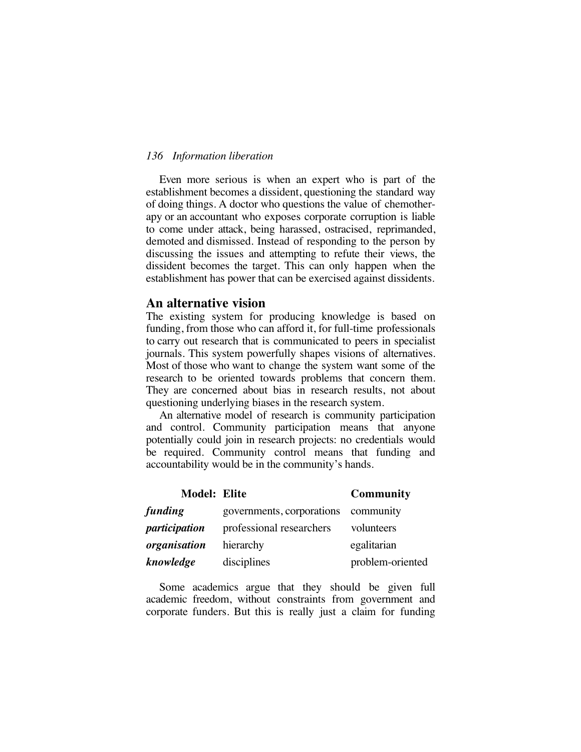Even more serious is when an expert who is part of the establishment becomes a dissident, questioning the standard way of doing things. A doctor who questions the value of chemotherapy or an accountant who exposes corporate corruption is liable to come under attack, being harassed, ostracised, reprimanded, demoted and dismissed. Instead of responding to the person by discussing the issues and attempting to refute their views, the dissident becomes the target. This can only happen when the establishment has power that can be exercised against dissidents.

## An alternative vision

The existing system for producing knowledge is based on funding, from those who can afford it, for full-time professionals to carry out research that is communicated to peers in specialist journals. This system powerfully shapes visions of alternatives. Most of those who want to change the system want some of the research to be oriented towards problems that concern them. They are concerned about bias in research results, not about questioning underlying biases in the research system.

An alternative model of research is community participation and control. Community participation means that anyone potentially could join in research projects: no credentials would be required. Community control means that funding and accountability would be in the community's hands.

| **Model:** | **Elite** | **Community** |
|---|---|---|
| ***funding*** | governments, corporations | community |
| ***participation*** | professional researchers | volunteers |
| ***organisation*** | hierarchy | egalitarian |
| ***knowledge*** | disciplines | problem-oriented |

Some academics argue that they should be given full academic freedom, without constraints from government and corporate funders. But this is really just a claim for funding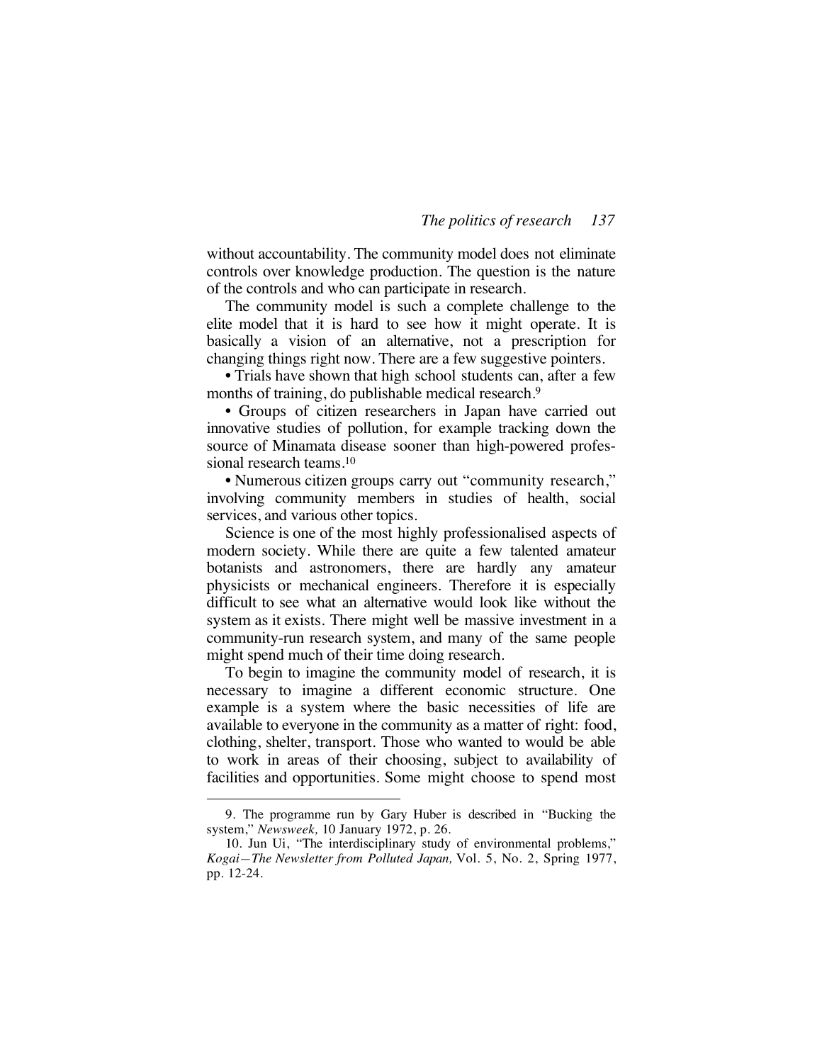without accountability. The community model does not eliminate controls over knowledge production. The question is the nature of the controls and who can participate in research.

The community model is such a complete challenge to the elite model that it is hard to see how it might operate. It is basically a vision of an alternative, not a prescription for changing things right now. There are a few suggestive pointers.

- Trials have shown that high school students can, after a few months of training, do publishable medical research.[9]
- Groups of citizen researchers in Japan have carried out innovative studies of pollution, for example tracking down the source of Minamata disease sooner than high-powered professional research teams.[10]
- Numerous citizen groups carry out "community research," involving community members in studies of health, social services, and various other topics.

Science is one of the most highly professionalised aspects of modern society. While there are quite a few talented amateur botanists and astronomers, there are hardly any amateur physicists or mechanical engineers. Therefore it is especially difficult to see what an alternative would look like without the system as it exists. There might well be massive investment in a community-run research system, and many of the same people might spend much of their time doing research.

To begin to imagine the community model of research, it is necessary to imagine a different economic structure. One example is a system where the basic necessities of life are available to everyone in the community as a matter of right: food, clothing, shelter, transport. Those who wanted to would be able to work in areas of their choosing, subject to availability of facilities and opportunities. Some might choose to spend most

---

9. The programme run by Gary Huber is described in "Bucking the system," *Newsweek,* 10 January 1972, p. 26.

10. Jun Ui, "The interdisciplinary study of environmental problems," *Kogai—The Newsletter from Polluted Japan,* Vol. 5, No. 2, Spring 1977, pp. 12-24.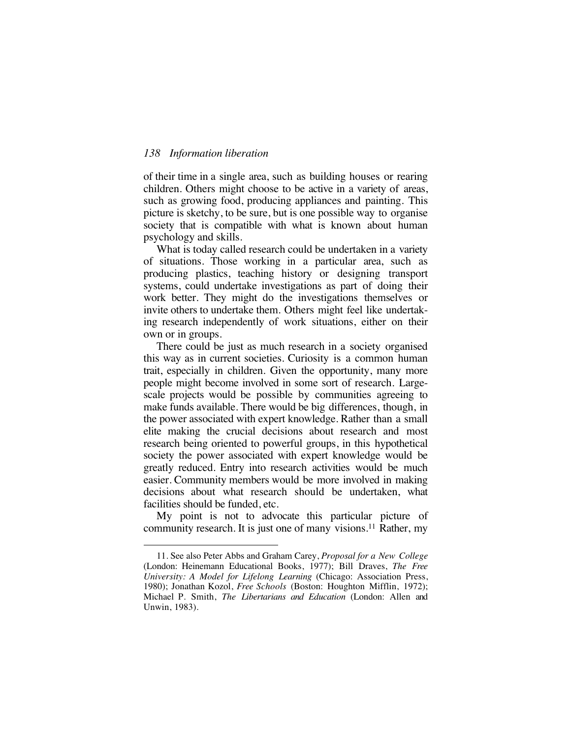of their time in a single area, such as building houses or rearing children. Others might choose to be active in a variety of areas, such as growing food, producing appliances and painting. This picture is sketchy, to be sure, but is one possible way to organise society that is compatible with what is known about human psychology and skills.

What is today called research could be undertaken in a variety of situations. Those working in a particular area, such as producing plastics, teaching history or designing transport systems, could undertake investigations as part of doing their work better. They might do the investigations themselves or invite others to undertake them. Others might feel like undertaking research independently of work situations, either on their own or in groups.

There could be just as much research in a society organised this way as in current societies. Curiosity is a common human trait, especially in children. Given the opportunity, many more people might become involved in some sort of research. Large-scale projects would be possible by communities agreeing to make funds available. There would be big differences, though, in the power associated with expert knowledge. Rather than a small elite making the crucial decisions about research and most research being oriented to powerful groups, in this hypothetical society the power associated with expert knowledge would be greatly reduced. Entry into research activities would be much easier. Community members would be more involved in making decisions about what research should be undertaken, what facilities should be funded, etc.

My point is not to advocate this particular picture of community research. It is just one of many visions.[11] Rather, my

---

11. See also Peter Abbs and Graham Carey, *Proposal for a New College* (London: Heinemann Educational Books, 1977); Bill Draves, *The Free University: A Model for Lifelong Learning* (Chicago: Association Press, 1980); Jonathan Kozol, *Free Schools* (Boston: Houghton Mifflin, 1972); Michael P. Smith, *The Libertarians and Education* (London: Allen and Unwin, 1983).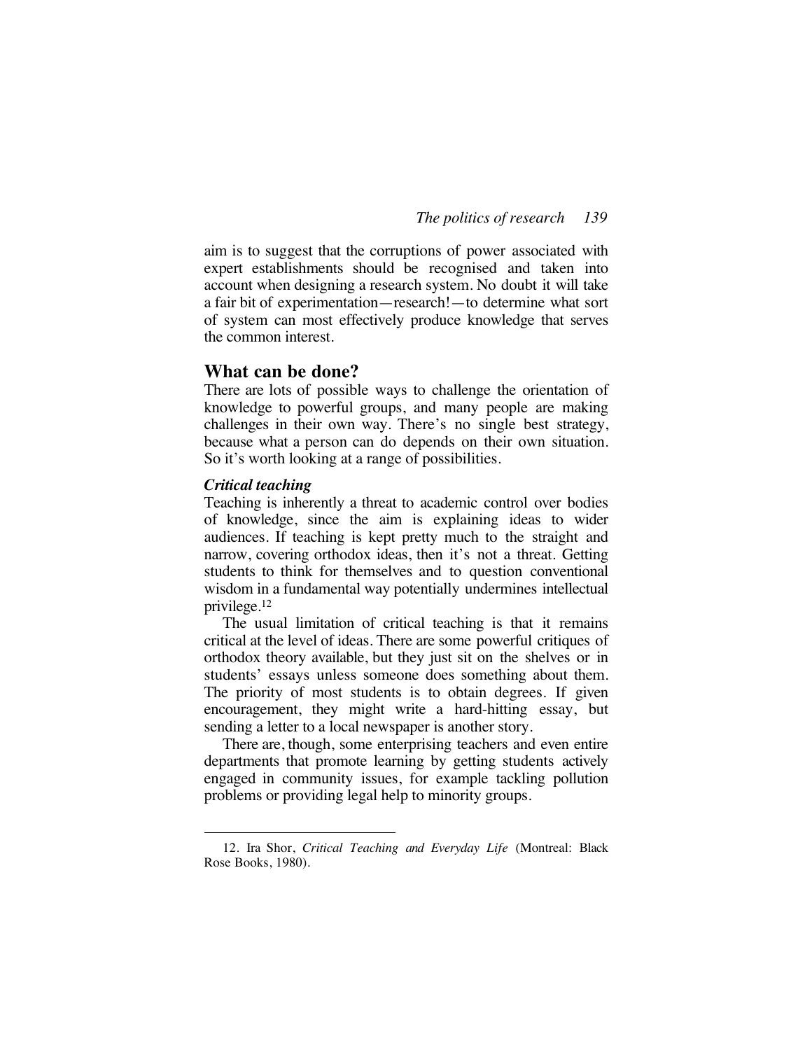aim is to suggest that the corruptions of power associated with expert establishments should be recognised and taken into account when designing a research system. No doubt it will take a fair bit of experimentation—research!—to determine what sort of system can most effectively produce knowledge that serves the common interest.

## What can be done?

There are lots of possible ways to challenge the orientation of knowledge to powerful groups, and many people are making challenges in their own way. There's no single best strategy, because what a person can do depends on their own situation. So it's worth looking at a range of possibilities.

### *Critical teaching*

Teaching is inherently a threat to academic control over bodies of knowledge, since the aim is explaining ideas to wider audiences. If teaching is kept pretty much to the straight and narrow, covering orthodox ideas, then it's not a threat. Getting students to think for themselves and to question conventional wisdom in a fundamental way potentially undermines intellectual privilege.[12]

The usual limitation of critical teaching is that it remains critical at the level of ideas. There are some powerful critiques of orthodox theory available, but they just sit on the shelves or in students' essays unless someone does something about them. The priority of most students is to obtain degrees. If given encouragement, they might write a hard-hitting essay, but sending a letter to a local newspaper is another story.

There are, though, some enterprising teachers and even entire departments that promote learning by getting students actively engaged in community issues, for example tackling pollution problems or providing legal help to minority groups.

---

12. Ira Shor, *Critical Teaching and Everyday Life* (Montreal: Black Rose Books, 1980).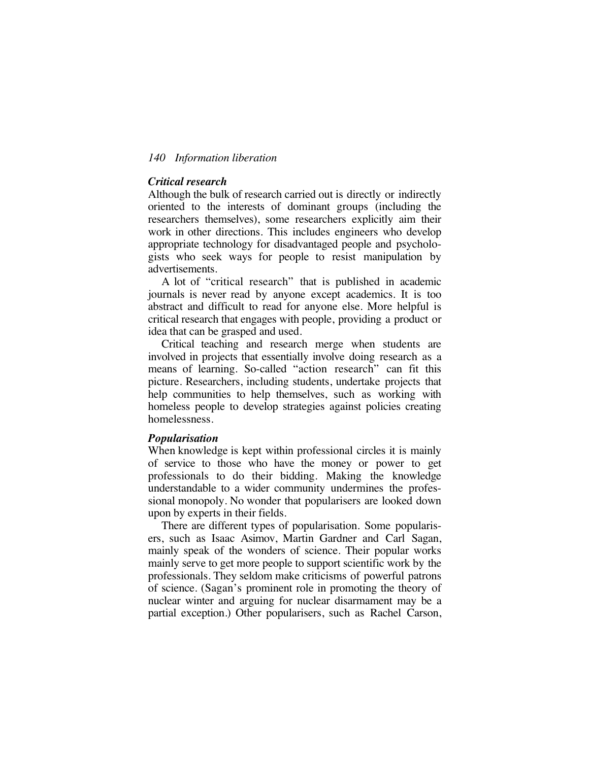### *Critical research*

Although the bulk of research carried out is directly or indirectly oriented to the interests of dominant groups (including the researchers themselves), some researchers explicitly aim their work in other directions. This includes engineers who develop appropriate technology for disadvantaged people and psychologists who seek ways for people to resist manipulation by advertisements.

A lot of "critical research" that is published in academic journals is never read by anyone except academics. It is too abstract and difficult to read for anyone else. More helpful is critical research that engages with people, providing a product or idea that can be grasped and used.

Critical teaching and research merge when students are involved in projects that essentially involve doing research as a means of learning. So-called "action research" can fit this picture. Researchers, including students, undertake projects that help communities to help themselves, such as working with homeless people to develop strategies against policies creating homelessness.

### *Popularisation*

When knowledge is kept within professional circles it is mainly of service to those who have the money or power to get professionals to do their bidding. Making the knowledge understandable to a wider community undermines the professional monopoly. No wonder that popularisers are looked down upon by experts in their fields.

There are different types of popularisation. Some popularisers, such as Isaac Asimov, Martin Gardner and Carl Sagan, mainly speak of the wonders of science. Their popular works mainly serve to get more people to support scientific work by the professionals. They seldom make criticisms of powerful patrons of science. (Sagan's prominent role in promoting the theory of nuclear winter and arguing for nuclear disarmament may be a partial exception.) Other popularisers, such as Rachel Carson,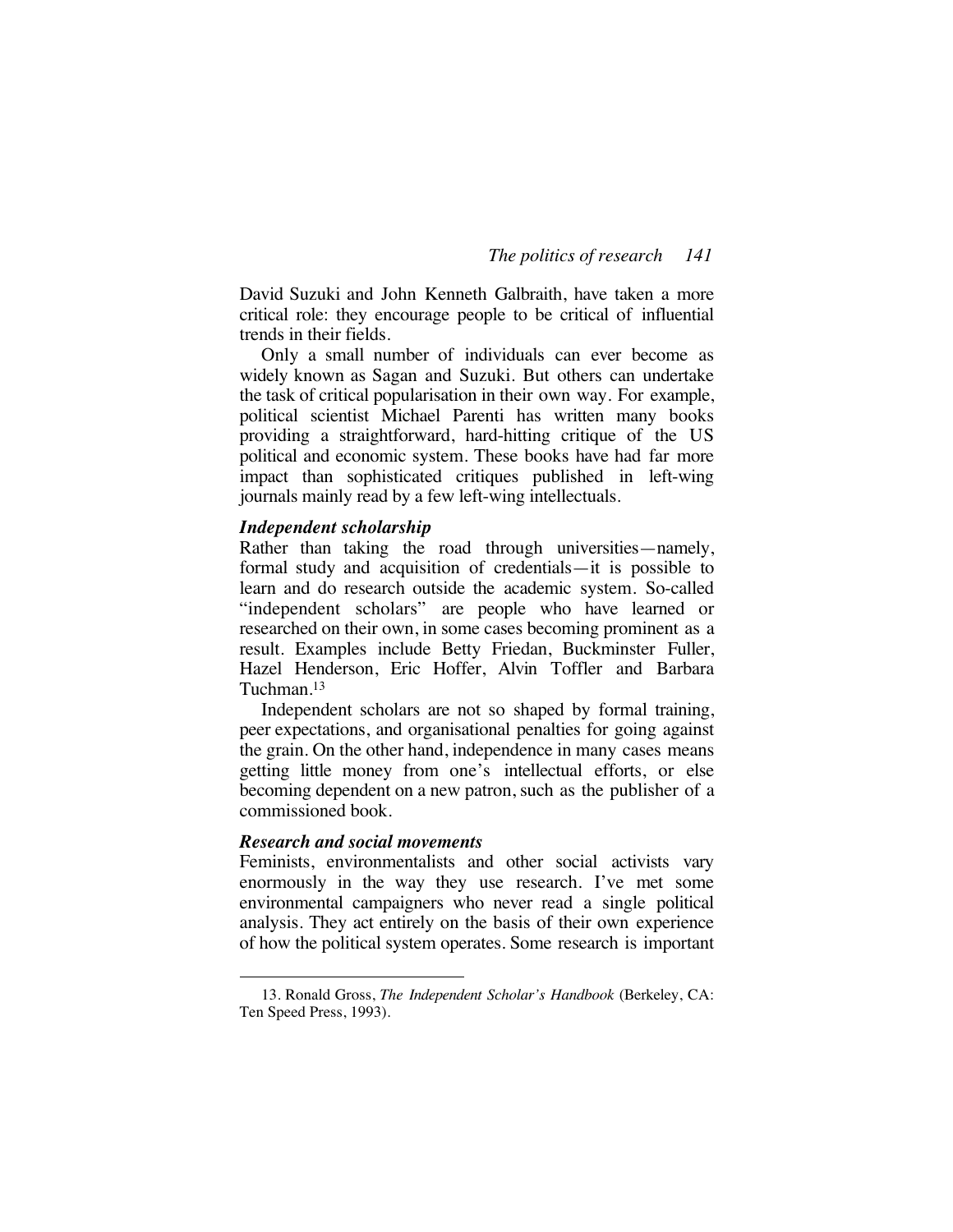David Suzuki and John Kenneth Galbraith, have taken a more critical role: they encourage people to be critical of influential trends in their fields.

Only a small number of individuals can ever become as widely known as Sagan and Suzuki. But others can undertake the task of critical popularisation in their own way. For example, political scientist Michael Parenti has written many books providing a straightforward, hard-hitting critique of the US political and economic system. These books have had far more impact than sophisticated critiques published in left-wing journals mainly read by a few left-wing intellectuals.

### *Independent scholarship*

Rather than taking the road through universities—namely, formal study and acquisition of credentials—it is possible to learn and do research outside the academic system. So-called "independent scholars" are people who have learned or researched on their own, in some cases becoming prominent as a result. Examples include Betty Friedan, Buckminster Fuller, Hazel Henderson, Eric Hoffer, Alvin Toffler and Barbara Tuchman.[13]

Independent scholars are not so shaped by formal training, peer expectations, and organisational penalties for going against the grain. On the other hand, independence in many cases means getting little money from one's intellectual efforts, or else becoming dependent on a new patron, such as the publisher of a commissioned book.

### *Research and social movements*

Feminists, environmentalists and other social activists vary enormously in the way they use research. I've met some environmental campaigners who never read a single political analysis. They act entirely on the basis of their own experience of how the political system operates. Some research is important

---

13. Ronald Gross, *The Independent Scholar's Handbook* (Berkeley, CA: Ten Speed Press, 1993).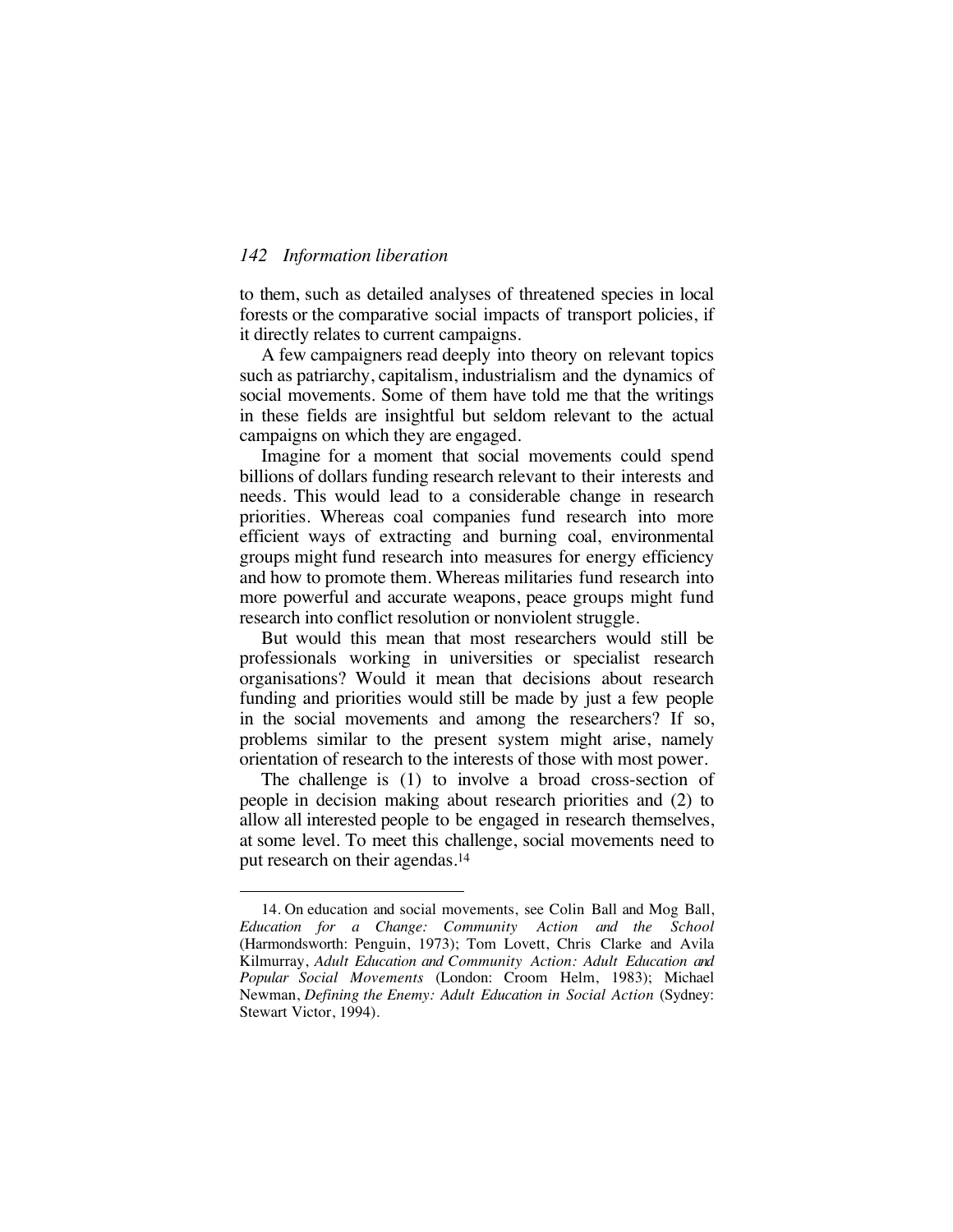to them, such as detailed analyses of threatened species in local forests or the comparative social impacts of transport policies, if it directly relates to current campaigns.

A few campaigners read deeply into theory on relevant topics such as patriarchy, capitalism, industrialism and the dynamics of social movements. Some of them have told me that the writings in these fields are insightful but seldom relevant to the actual campaigns on which they are engaged.

Imagine for a moment that social movements could spend billions of dollars funding research relevant to their interests and needs. This would lead to a considerable change in research priorities. Whereas coal companies fund research into more efficient ways of extracting and burning coal, environmental groups might fund research into measures for energy efficiency and how to promote them. Whereas militaries fund research into more powerful and accurate weapons, peace groups might fund research into conflict resolution or nonviolent struggle.

But would this mean that most researchers would still be professionals working in universities or specialist research organisations? Would it mean that decisions about research funding and priorities would still be made by just a few people in the social movements and among the researchers? If so, problems similar to the present system might arise, namely orientation of research to the interests of those with most power.

The challenge is (1) to involve a broad cross-section of people in decision making about research priorities and (2) to allow all interested people to be engaged in research themselves, at some level. To meet this challenge, social movements need to put research on their agendas.[14]

---

14. On education and social movements, see Colin Ball and Mog Ball, *Education for a Change: Community Action and the School* (Harmondsworth: Penguin, 1973); Tom Lovett, Chris Clarke and Avila Kilmurray, *Adult Education and Community Action: Adult Education and Popular Social Movements* (London: Croom Helm, 1983); Michael Newman, *Defining the Enemy: Adult Education in Social Action* (Sydney: Stewart Victor, 1994).